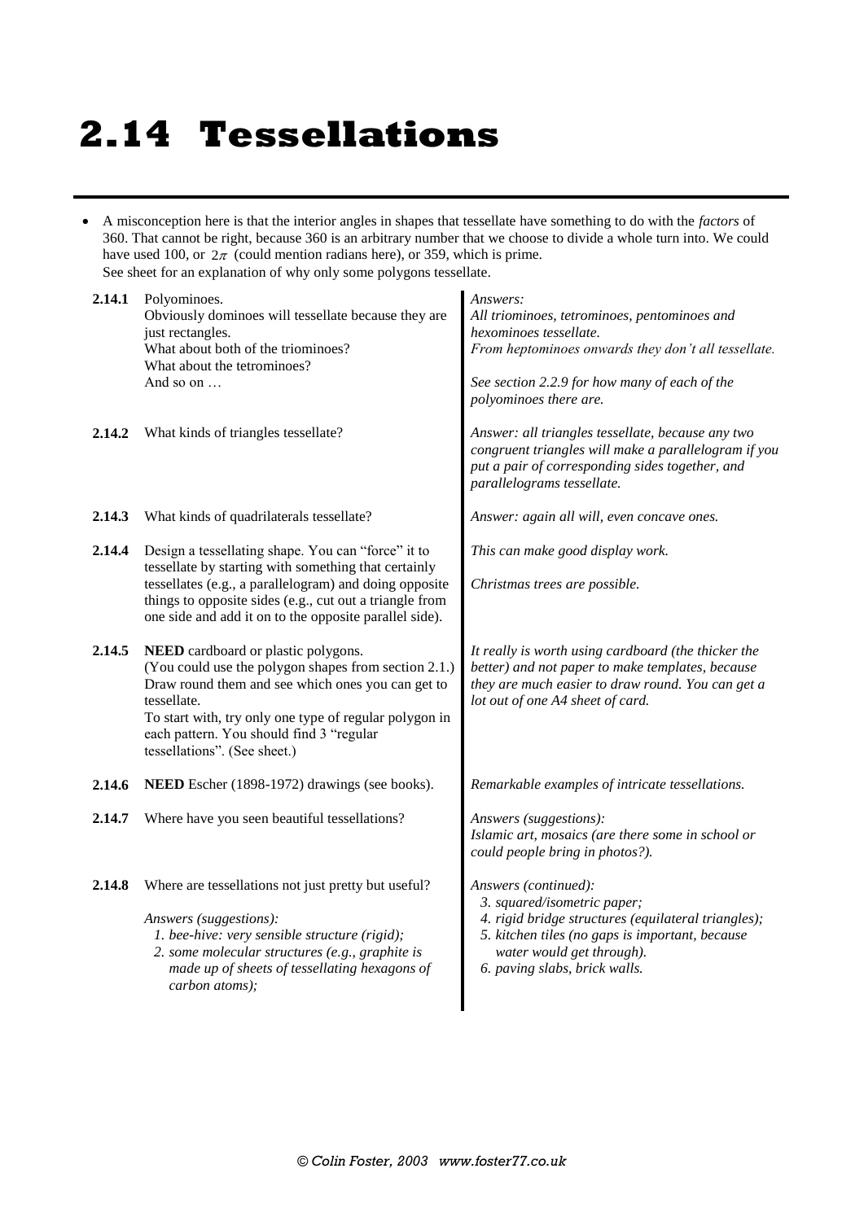# 2.14 Tessellations

- A misconception here is that the interior angles in shapes that tessellate have something to do with the *factors* of 360. That cannot be right, because 360 is an arbitrary number that we choose to divide a whole turn into. We could have used 100, or $2\pi$ (could mention radians here), or 359, which is prime. See sheet for an explanation of why only some polygons tessellate.

**2.14.1** Polyominoes.
Obviously dominoes will tessellate because they are just rectangles.
What about both of the triominoes?
What about the tetrominoes?
And so on …

*Answers:*
*All triominoes, tetrominoes, pentominoes and hexominoes tessellate.*
*From heptominoes onwards they don't all tessellate.*

*See section 2.2.9 for how many of each of the polyominoes there are.*

**2.14.2** What kinds of triangles tessellate?

*Answer: all triangles tessellate, because any two congruent triangles will make a parallelogram if you put a pair of corresponding sides together, and parallelograms tessellate.*

**2.14.3** What kinds of quadrilaterals tessellate?

*Answer: again all will, even concave ones.*

**2.14.4** Design a tessellating shape. You can "force" it to tessellate by starting with something that certainly tessellates (e.g., a parallelogram) and doing opposite things to opposite sides (e.g., cut out a triangle from one side and add it on to the opposite parallel side).

*This can make good display work.*

*Christmas trees are possible.*

**2.14.5** **NEED** cardboard or plastic polygons.
(You could use the polygon shapes from section 2.1.)
Draw round them and see which ones you can get to tessellate.
To start with, try only one type of regular polygon in each pattern. You should find 3 "regular tessellations". (See sheet.)

*It really is worth using cardboard (the thicker the better) and not paper to make templates, because they are much easier to draw round. You can get a lot out of one A4 sheet of card.*

**2.14.6** **NEED** Escher (1898-1972) drawings (see books).

*Remarkable examples of intricate tessellations.*

**2.14.7** Where have you seen beautiful tessellations?

*Answers (suggestions):*
*Islamic art, mosaics (are there some in school or could people bring in photos?).*

**2.14.8** Where are tessellations not just pretty but useful?

*Answers (suggestions):*
1. *bee-hive: very sensible structure (rigid);*
2. *some molecular structures (e.g., graphite is made up of sheets of tessellating hexagons of carbon atoms);*

*Answers (continued):*

3. *squared/isometric paper;*
4. *rigid bridge structures (equilateral triangles);*
5. *kitchen tiles (no gaps is important, because water would get through).*
6. *paving slabs, brick walls.*

© Colin Foster, 2003 www.foster77.co.uk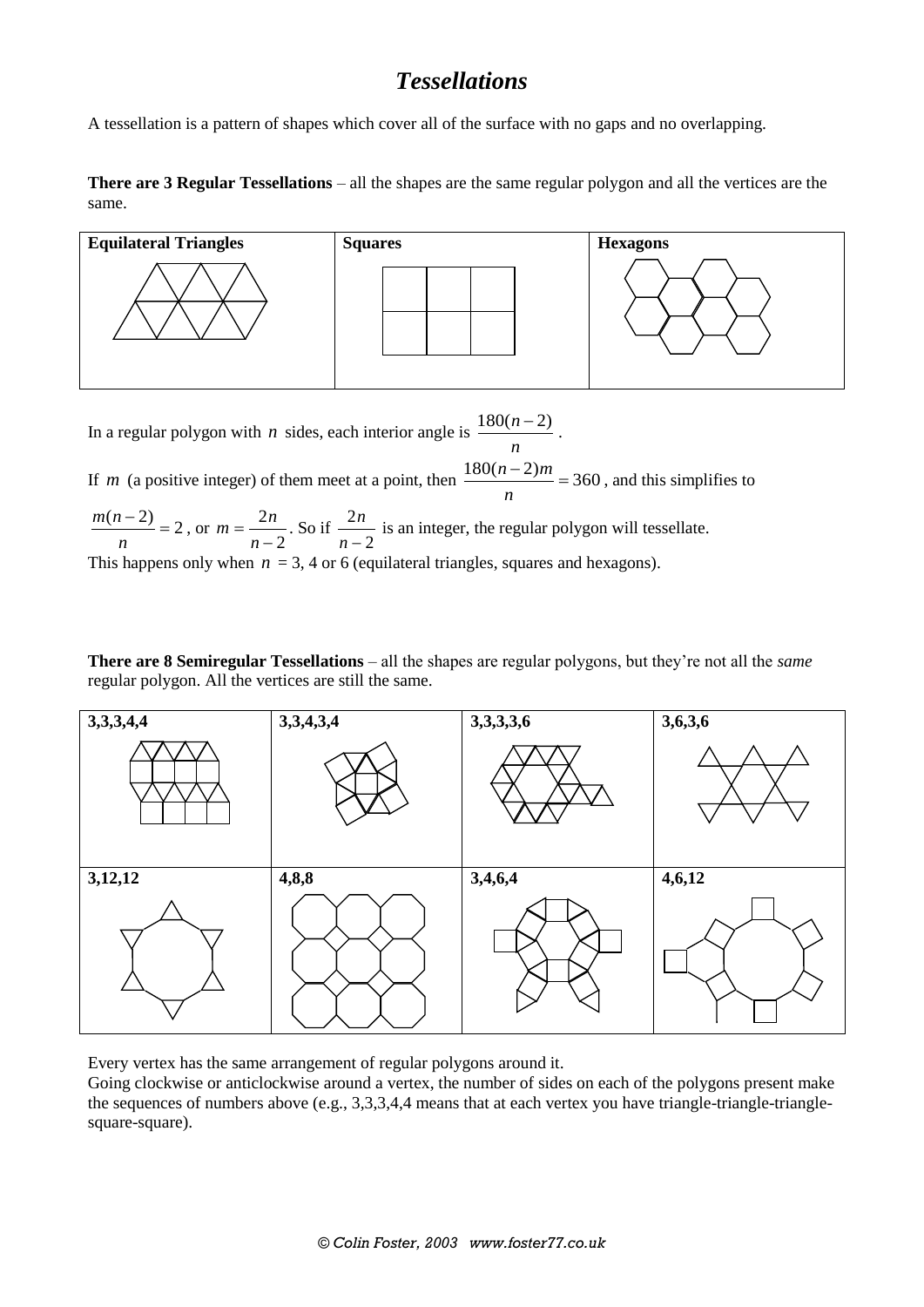# *Tessellations*

A tessellation is a pattern of shapes which cover all of the surface with no gaps and no overlapping.

**There are 3 Regular Tessellations** – all the shapes are the same regular polygon and all the vertices are the same.

| Equilateral Triangles | Squares | Hexagons |
|---|---|---|

In a regular polygon with $n$ sides, each interior angle is $\frac{180(n-2)}{n}$.

If $m$ (a positive integer) of them meet at a point, then $\frac{180(n-2)m}{n} = 360$, and this simplifies to $\frac{m(n-2)}{n} = 2$, or $m = \frac{2n}{n-2}$. So if $\frac{2n}{n-2}$ is an integer, the regular polygon will tessellate.

This happens only when $n$ = 3, 4 or 6 (equilateral triangles, squares and hexagons).

**There are 8 Semiregular Tessellations** – all the shapes are regular polygons, but they're not all the *same* regular polygon. All the vertices are still the same.

| 3,3,3,4,4 | 3,3,4,3,4 | 3,3,3,3,6 | 3,6,3,6 |
|---|---|---|---|
| **3,12,12** | **4,8,8** | **3,4,6,4** | **4,6,12** |

Every vertex has the same arrangement of regular polygons around it.
Going clockwise or anticlockwise around a vertex, the number of sides on each of the polygons present make the sequences of numbers above (e.g., 3,3,3,4,4 means that at each vertex you have triangle-triangle-triangle-square-square).

*© Colin Foster, 2003 www.foster77.co.uk*